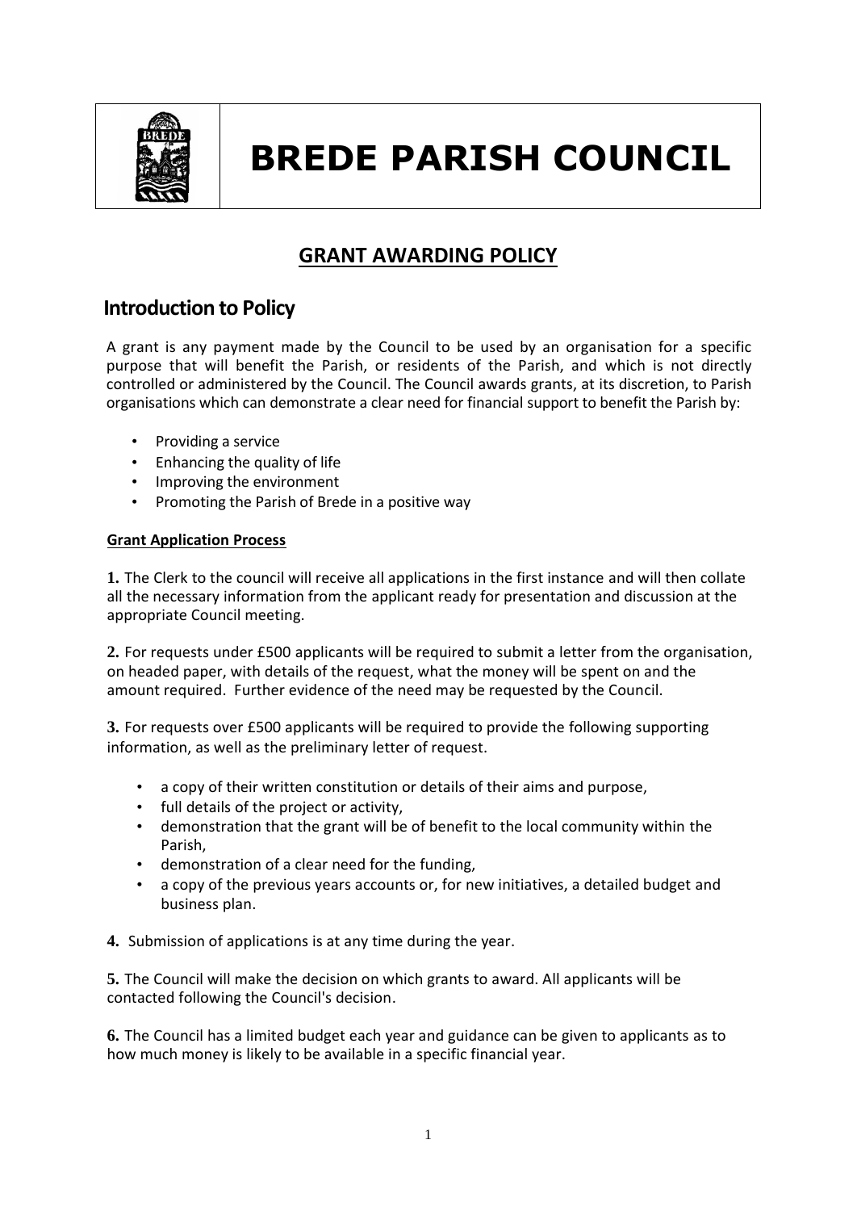# BREDE PARISH COUNCIL

## GRANT AWARDING POLICY

## Introduction to Policy

A grant is any payment made by the Council to be used by an organisation for a specific purpose that will benefit the Parish, or residents of the Parish, and which is not directly controlled or administered by the Council. The Council awards grants, at its discretion, to Parish organisations which can demonstrate a clear need for financial support to benefit the Parish by:

- Providing a service
- Enhancing the quality of life
- Improving the environment
- Promoting the Parish of Brede in a positive way

**Grant Application Process**

**1.** The Clerk to the council will receive all applications in the first instance and will then collate all the necessary information from the applicant ready for presentation and discussion at the appropriate Council meeting.

**2.** For requests under £500 applicants will be required to submit a letter from the organisation, on headed paper, with details of the request, what the money will be spent on and the amount required. Further evidence of the need may be requested by the Council.

**3.** For requests over £500 applicants will be required to provide the following supporting information, as well as the preliminary letter of request.

- a copy of their written constitution or details of their aims and purpose,
- full details of the project or activity,
- demonstration that the grant will be of benefit to the local community within the Parish,
- demonstration of a clear need for the funding,
- a copy of the previous years accounts or, for new initiatives, a detailed budget and business plan.

**4.** Submission of applications is at any time during the year.

**5.** The Council will make the decision on which grants to award. All applicants will be contacted following the Council's decision.

**6.** The Council has a limited budget each year and guidance can be given to applicants as to how much money is likely to be available in a specific financial year.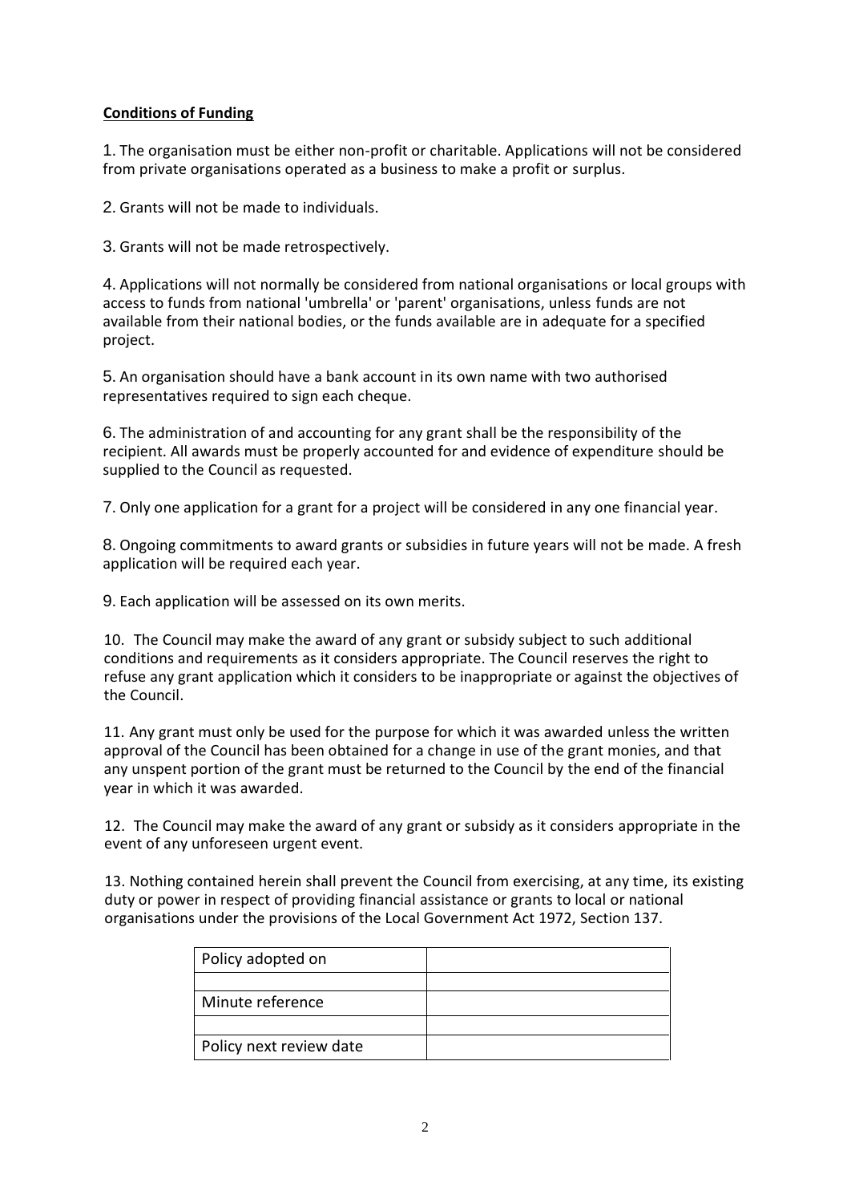**Conditions of Funding**

1. The organisation must be either non-profit or charitable. Applications will not be considered from private organisations operated as a business to make a profit or surplus.

2. Grants will not be made to individuals.

3. Grants will not be made retrospectively.

4. Applications will not normally be considered from national organisations or local groups with access to funds from national 'umbrella' or 'parent' organisations, unless funds are not available from their national bodies, or the funds available are in adequate for a specified project.

5. An organisation should have a bank account in its own name with two authorised representatives required to sign each cheque.

6. The administration of and accounting for any grant shall be the responsibility of the recipient. All awards must be properly accounted for and evidence of expenditure should be supplied to the Council as requested.

7. Only one application for a grant for a project will be considered in any one financial year.

8. Ongoing commitments to award grants or subsidies in future years will not be made. A fresh application will be required each year.

9. Each application will be assessed on its own merits.

10. The Council may make the award of any grant or subsidy subject to such additional conditions and requirements as it considers appropriate. The Council reserves the right to refuse any grant application which it considers to be inappropriate or against the objectives of the Council.

11. Any grant must only be used for the purpose for which it was awarded unless the written approval of the Council has been obtained for a change in use of the grant monies, and that any unspent portion of the grant must be returned to the Council by the end of the financial year in which it was awarded.

12. The Council may make the award of any grant or subsidy as it considers appropriate in the event of any unforeseen urgent event.

13. Nothing contained herein shall prevent the Council from exercising, at any time, its existing duty or power in respect of providing financial assistance or grants to local or national organisations under the provisions of the Local Government Act 1972, Section 137.

| | |
|---|---|
| Policy adopted on | |
| | |
| Minute reference | |
| | |
| Policy next review date | |